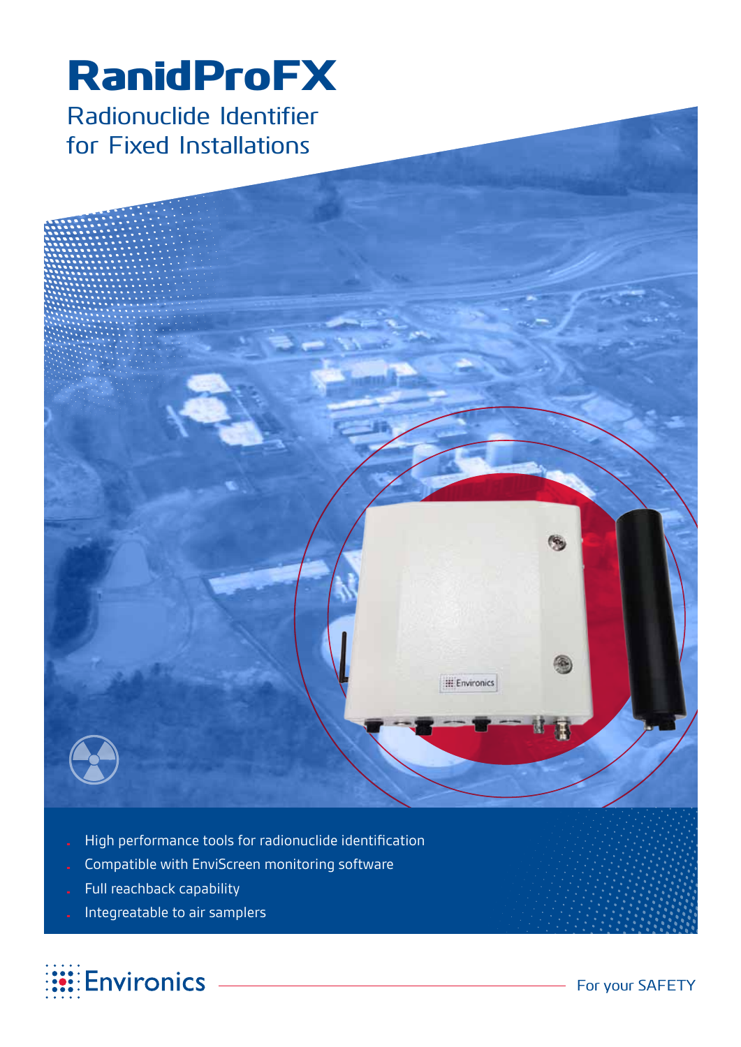# RanidProFX

## Radionuclide Identifier for Fixed Installations

- High performance tools for radionuclide identification
- Compatible with EnviScreen monitoring software
- Full reachback capability
- Integreatable to air samplers

Environics

For your SAFETY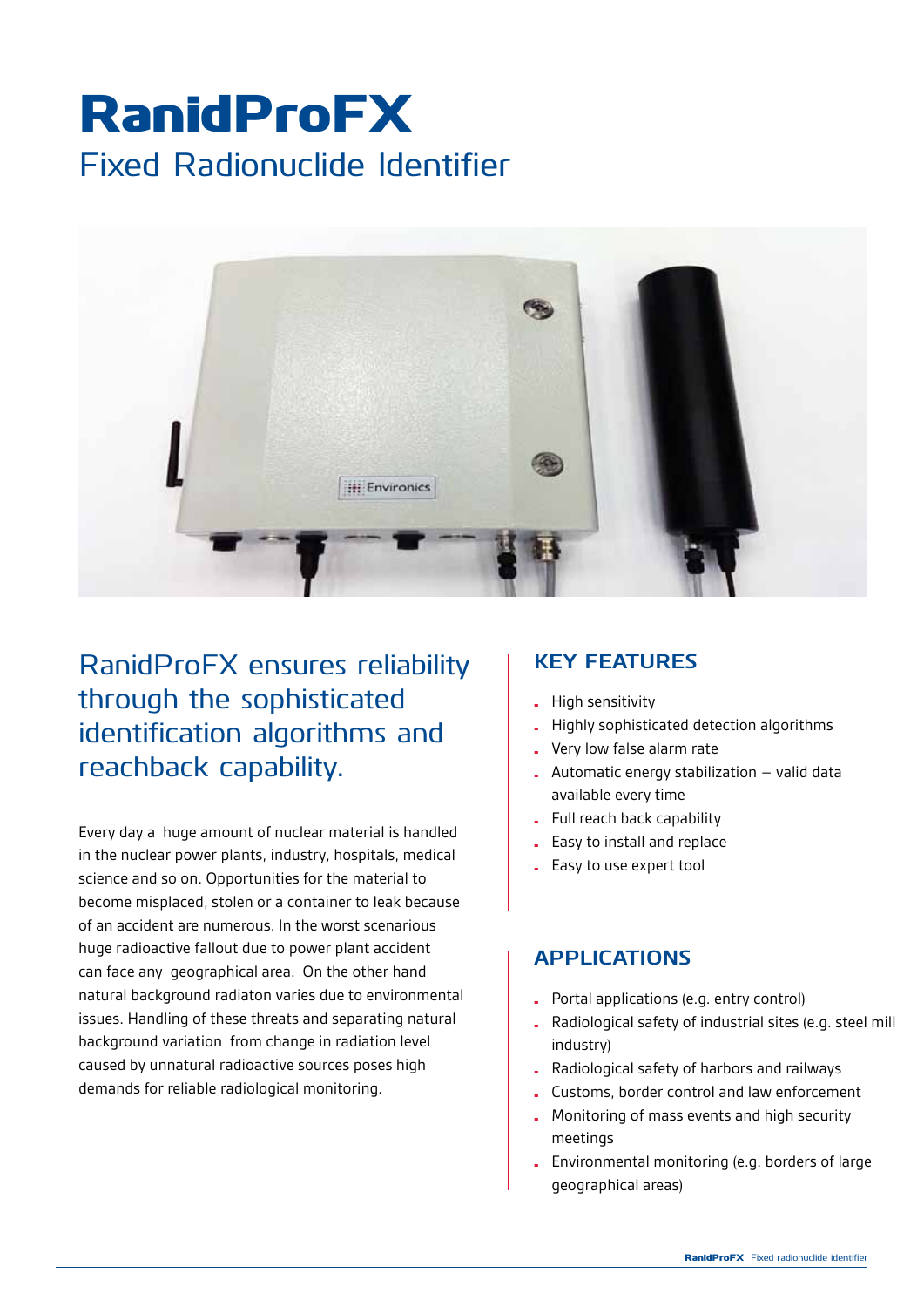# RanidProFX

## Fixed Radionuclide Identifier

RanidProFX ensures reliability through the sophisticated identification algorithms and reachback capability.

Every day a huge amount of nuclear material is handled in the nuclear power plants, industry, hospitals, medical science and so on. Opportunities for the material to become misplaced, stolen or a container to leak because of an accident are numerous. In the worst scenarious huge radioactive fallout due to power plant accident can face any geographical area. On the other hand natural background radiaton varies due to environmental issues. Handling of these threats and separating natural background variation from change in radiation level caused by unnatural radioactive sources poses high demands for reliable radiological monitoring.

### KEY FEATURES

- High sensitivity
- Highly sophisticated detection algorithms
- Very low false alarm rate
- Automatic energy stabilization – valid data available every time
- Full reach back capability
- Easy to install and replace
- Easy to use expert tool

### APPLICATIONS

- Portal applications (e.g. entry control)
- Radiological safety of industrial sites (e.g. steel mill industry)
- Radiological safety of harbors and railways
- Customs, border control and law enforcement
- Monitoring of mass events and high security meetings
- Environmental monitoring (e.g. borders of large geographical areas)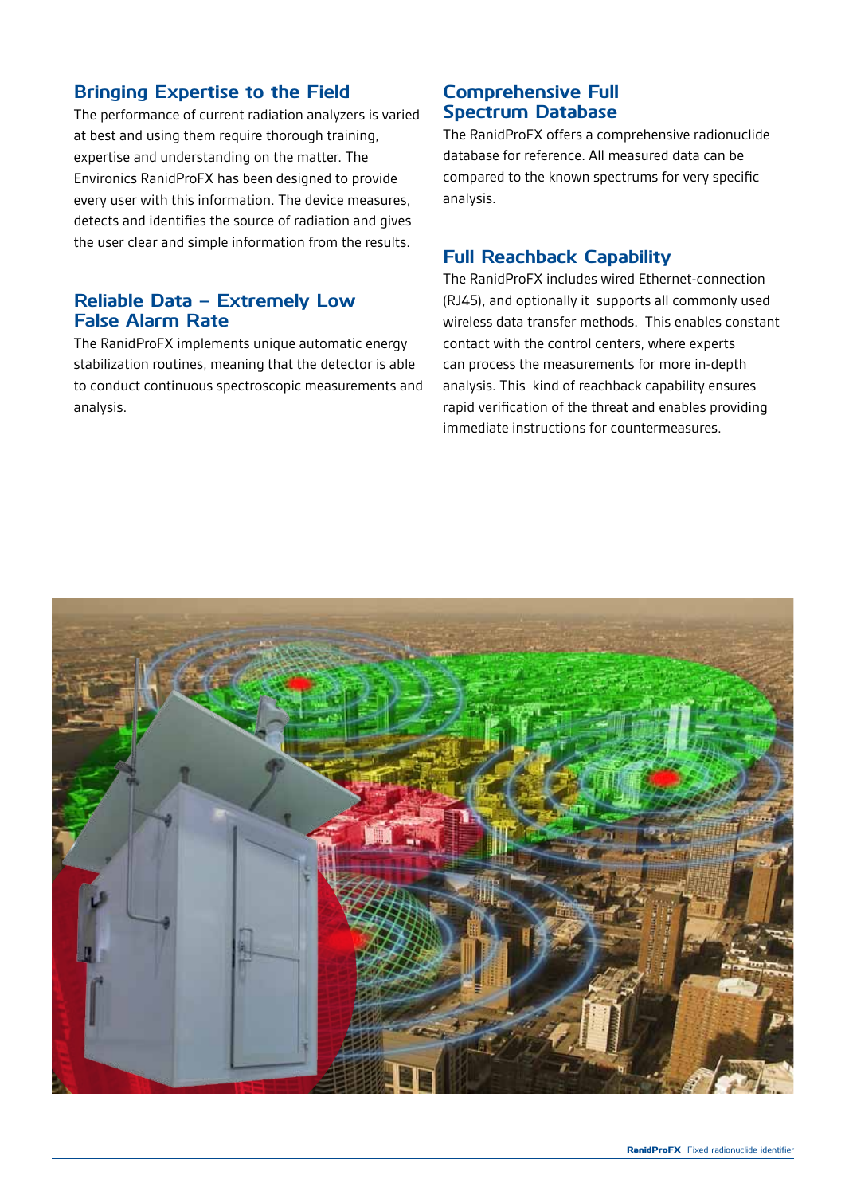## Bringing Expertise to the Field

The performance of current radiation analyzers is varied at best and using them require thorough training, expertise and understanding on the matter. The Environics RanidProFX has been designed to provide every user with this information. The device measures, detects and identifies the source of radiation and gives the user clear and simple information from the results.

## Reliable Data – Extremely Low False Alarm Rate

The RanidProFX implements unique automatic energy stabilization routines, meaning that the detector is able to conduct continuous spectroscopic measurements and analysis.

## Comprehensive Full Spectrum Database

The RanidProFX offers a comprehensive radionuclide database for reference. All measured data can be compared to the known spectrums for very specific analysis.

## Full Reachback Capability

The RanidProFX includes wired Ethernet-connection (RJ45), and optionally it supports all commonly used wireless data transfer methods. This enables constant contact with the control centers, where experts can process the measurements for more in-depth analysis. This kind of reachback capability ensures rapid verification of the threat and enables providing immediate instructions for countermeasures.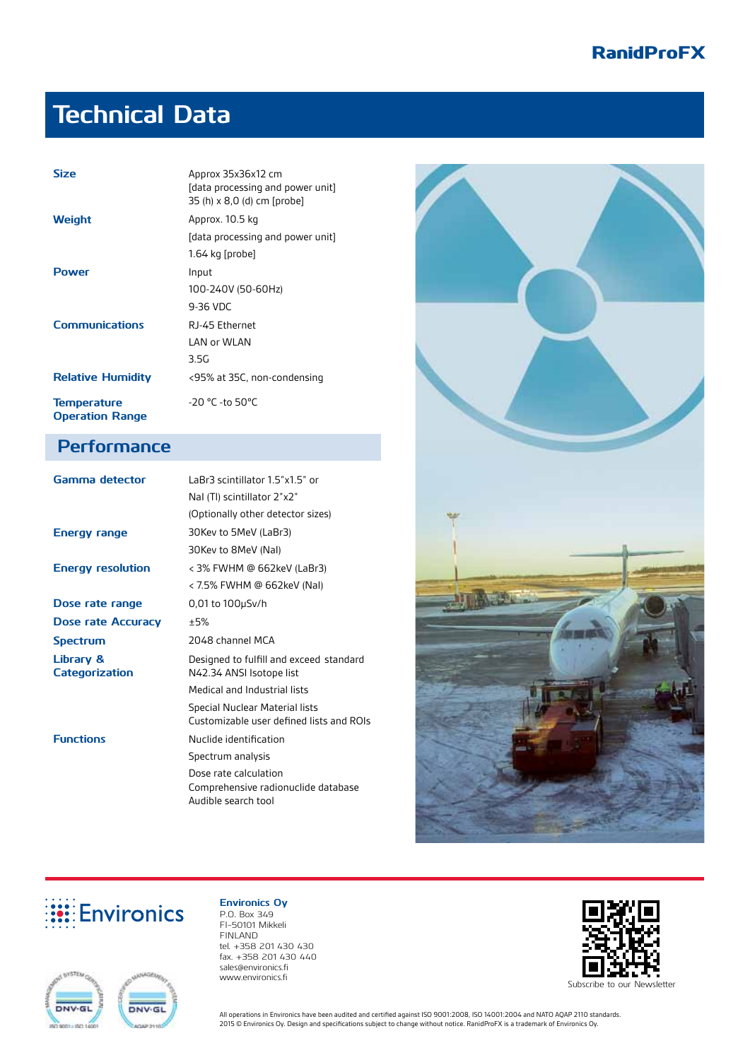RanidProFX

# Technical Data

| | |
|---|---|
| **Size** | Approx 35x36x12 cm<br>[data processing and power unit]<br>35 (h) x 8,0 (d) cm [probe] |
| **Weight** | Approx. 10.5 kg<br>[data processing and power unit]<br>1.64 kg [probe] |
| **Power** | Input<br>100-240V (50-60Hz)<br>9-36 VDC |
| **Communications** | RJ-45 Ethernet<br>LAN or WLAN<br>3.5G |
| **Relative Humidity** | <95% at 35C, non-condensing |
| **Temperature Operation Range** | -20 °C -to 50°C |

## Performance

| | |
|---|---|
| **Gamma detector** | LaBr3 scintillator 1.5"x1.5" or<br>NaI (Tl) scintillator 2"x2"<br>(Optionally other detector sizes) |
| **Energy range** | 30Kev to 5MeV (LaBr3)<br>30Kev to 8MeV (NaI) |
| **Energy resolution** | < 3% FWHM @ 662keV (LaBr3)<br>< 7.5% FWHM @ 662keV (NaI) |
| **Dose rate range** | 0,01 to 100µSv/h |
| **Dose rate Accuracy** | ±5% |
| **Spectrum** | 2048 channel MCA |
| **Library & Categorization** | Designed to fulfill and exceed standard N42.34 ANSI Isotope list<br>Medical and Industrial lists<br>Special Nuclear Material lists<br>Customizable user defined lists and ROIs |
| **Functions** | Nuclide identification<br>Spectrum analysis<br>Dose rate calculation<br>Comprehensive radionuclide database<br>Audible search tool |

Environics

**Environics Oy**
P.O. Box 349
FI-50101 Mikkeli
FINLAND
tel. +358 201 430 430
fax. +358 201 430 440
sales@environics.fi
www.environics.fi

Subscribe to our Newsletter

All operations in Environics have been audited and certified against ISO 9001:2008, ISO 14001:2004 and NATO AQAP 2110 standards.
2015 © Environics Oy. Design and specifications subject to change without notice. RanidProFX is a trademark of Environics Oy.